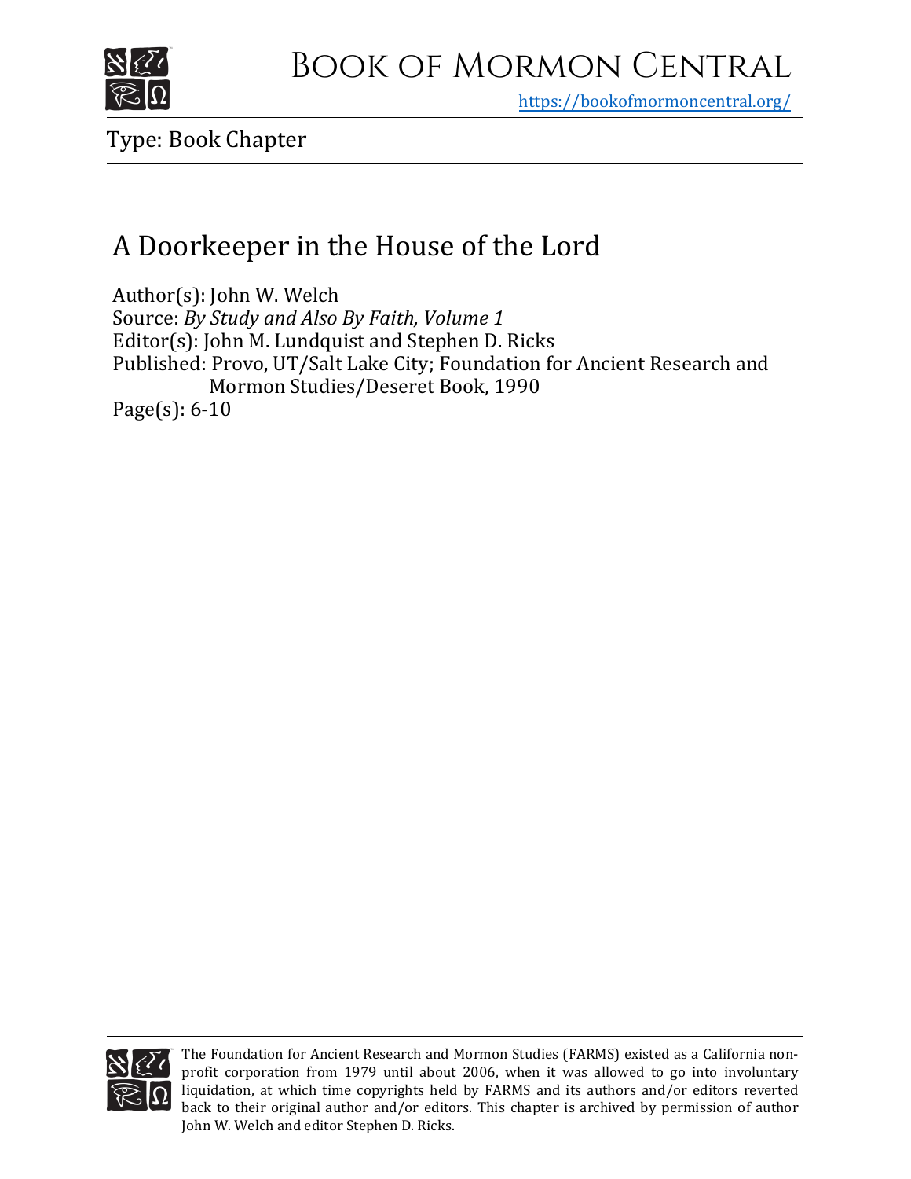# Book of Mormon Central

https://bookofmormoncentral.org/

Type: Book Chapter

## A Doorkeeper in the House of the Lord

Author(s): John W. Welch
Source: *By Study and Also By Faith, Volume 1*
Editor(s): John M. Lundquist and Stephen D. Ricks
Published: Provo, UT/Salt Lake City; Foundation for Ancient Research and Mormon Studies/Deseret Book, 1990
Page(s): 6-10

The Foundation for Ancient Research and Mormon Studies (FARMS) existed as a California non-profit corporation from 1979 until about 2006, when it was allowed to go into involuntary liquidation, at which time copyrights held by FARMS and its authors and/or editors reverted back to their original author and/or editors. This chapter is archived by permission of author John W. Welch and editor Stephen D. Ricks.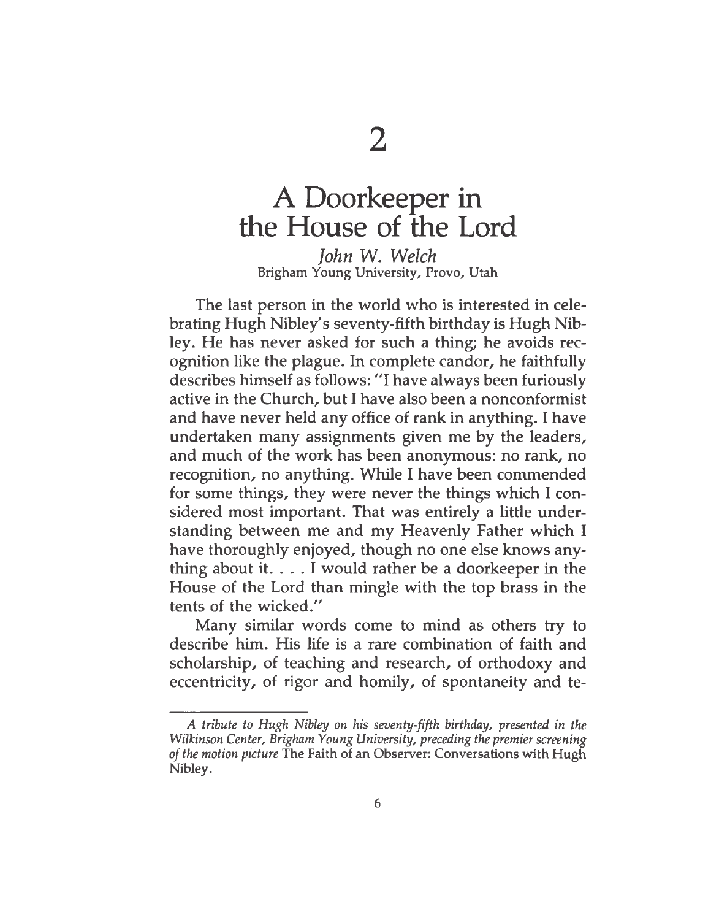# 2

# A Doorkeeper in the House of the Lord

*John W. Welch*
Brigham Young University, Provo, Utah

The last person in the world who is interested in celebrating Hugh Nibley's seventy-fifth birthday is Hugh Nibley. He has never asked for such a thing; he avoids recognition like the plague. In complete candor, he faithfully describes himself as follows: "I have always been furiously active in the Church, but I have also been a nonconformist and have never held any office of rank in anything. I have undertaken many assignments given me by the leaders, and much of the work has been anonymous: no rank, no recognition, no anything. While I have been commended for some things, they were never the things which I considered most important. That was entirely a little understanding between me and my Heavenly Father which I have thoroughly enjoyed, though no one else knows anything about it. . . . I would rather be a doorkeeper in the House of the Lord than mingle with the top brass in the tents of the wicked."

Many similar words come to mind as others try to describe him. His life is a rare combination of faith and scholarship, of teaching and research, of orthodoxy and eccentricity, of rigor and homily, of spontaneity and te-

*A tribute to Hugh Nibley on his seventy-fifth birthday, presented in the Wilkinson Center, Brigham Young University, preceding the premier screening of the motion picture* The Faith of an Observer: Conversations with Hugh Nibley.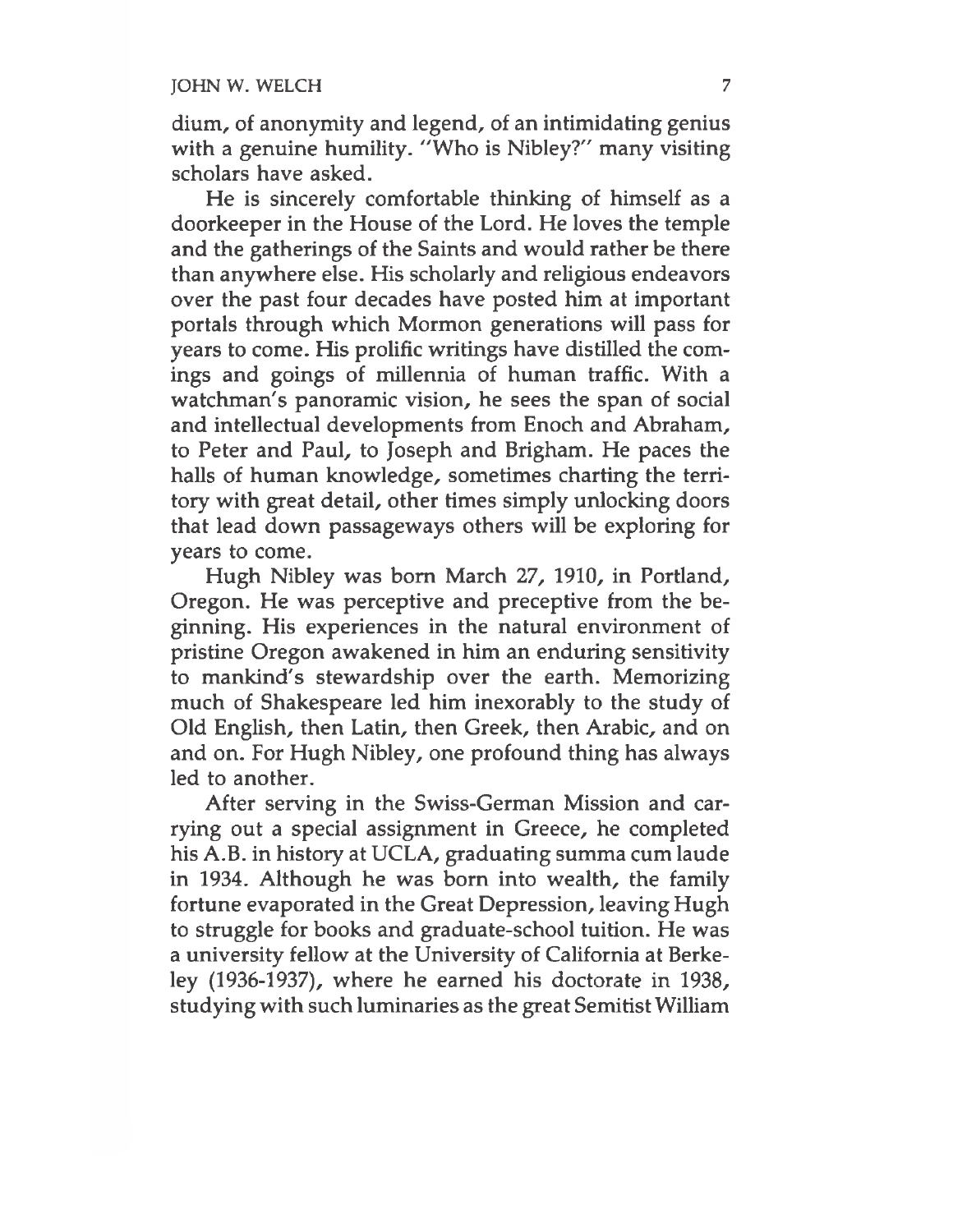dium, of anonymity and legend, of an intimidating genius with a genuine humility. "Who is Nibley?" many visiting scholars have asked.

He is sincerely comfortable thinking of himself as a doorkeeper in the House of the Lord. He loves the temple and the gatherings of the Saints and would rather be there than anywhere else. His scholarly and religious endeavors over the past four decades have posted him at important portals through which Mormon generations will pass for years to come. His prolific writings have distilled the comings and goings of millennia of human traffic. With a watchman's panoramic vision, he sees the span of social and intellectual developments from Enoch and Abraham, to Peter and Paul, to Joseph and Brigham. He paces the halls of human knowledge, sometimes charting the territory with great detail, other times simply unlocking doors that lead down passageways others will be exploring for years to come.

Hugh Nibley was born March 27, 1910, in Portland, Oregon. He was perceptive and preceptive from the beginning. His experiences in the natural environment of pristine Oregon awakened in him an enduring sensitivity to mankind's stewardship over the earth. Memorizing much of Shakespeare led him inexorably to the study of Old English, then Latin, then Greek, then Arabic, and on and on. For Hugh Nibley, one profound thing has always led to another.

After serving in the Swiss-German Mission and carrying out a special assignment in Greece, he completed his A.B. in history at UCLA, graduating summa cum laude in 1934. Although he was born into wealth, the family fortune evaporated in the Great Depression, leaving Hugh to struggle for books and graduate-school tuition. He was a university fellow at the University of California at Berkeley (1936-1937), where he earned his doctorate in 1938, studying with such luminaries as the great Semitist William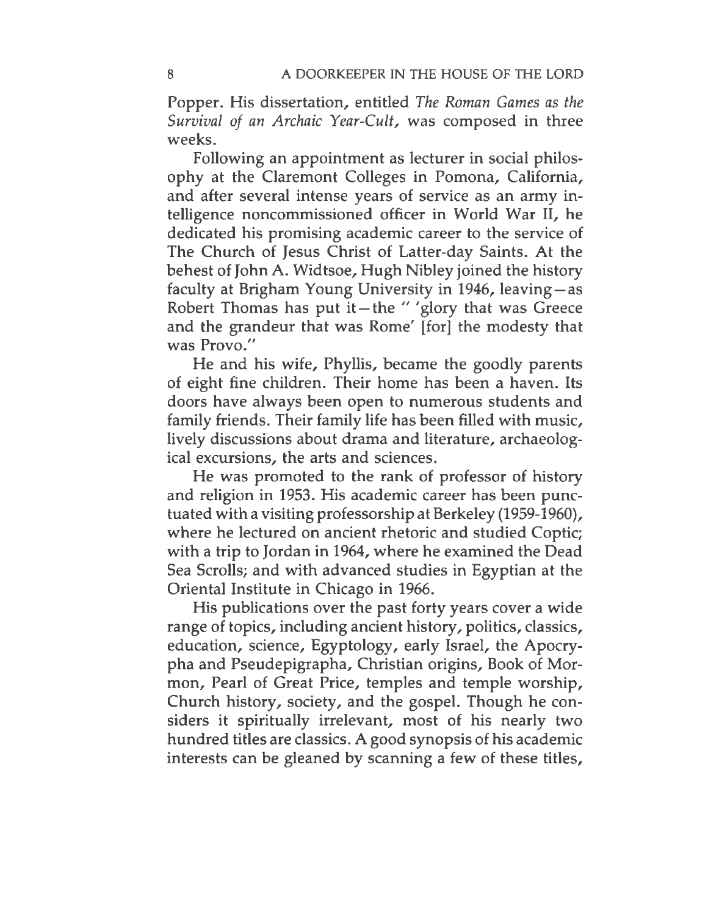Popper. His dissertation, entitled *The Roman Games as the Survival of an Archaic Year-Cult,* was composed in three weeks.

Following an appointment as lecturer in social philosophy at the Claremont Colleges in Pomona, California, and after several intense years of service as an army intelligence noncommissioned officer in World War II, he dedicated his promising academic career to the service of The Church of Jesus Christ of Latter-day Saints. At the behest of John A. Widtsoe, Hugh Nibley joined the history faculty at Brigham Young University in 1946, leaving—as Robert Thomas has put it—the " 'glory that was Greece and the grandeur that was Rome' [for] the modesty that was Provo."

He and his wife, Phyllis, became the goodly parents of eight fine children. Their home has been a haven. Its doors have always been open to numerous students and family friends. Their family life has been filled with music, lively discussions about drama and literature, archaeological excursions, the arts and sciences.

He was promoted to the rank of professor of history and religion in 1953. His academic career has been punctuated with a visiting professorship at Berkeley (1959-1960), where he lectured on ancient rhetoric and studied Coptic; with a trip to Jordan in 1964, where he examined the Dead Sea Scrolls; and with advanced studies in Egyptian at the Oriental Institute in Chicago in 1966.

His publications over the past forty years cover a wide range of topics, including ancient history, politics, classics, education, science, Egyptology, early Israel, the Apocrypha and Pseudepigrapha, Christian origins, Book of Mormon, Pearl of Great Price, temples and temple worship, Church history, society, and the gospel. Though he considers it spiritually irrelevant, most of his nearly two hundred titles are classics. A good synopsis of his academic interests can be gleaned by scanning a few of these titles,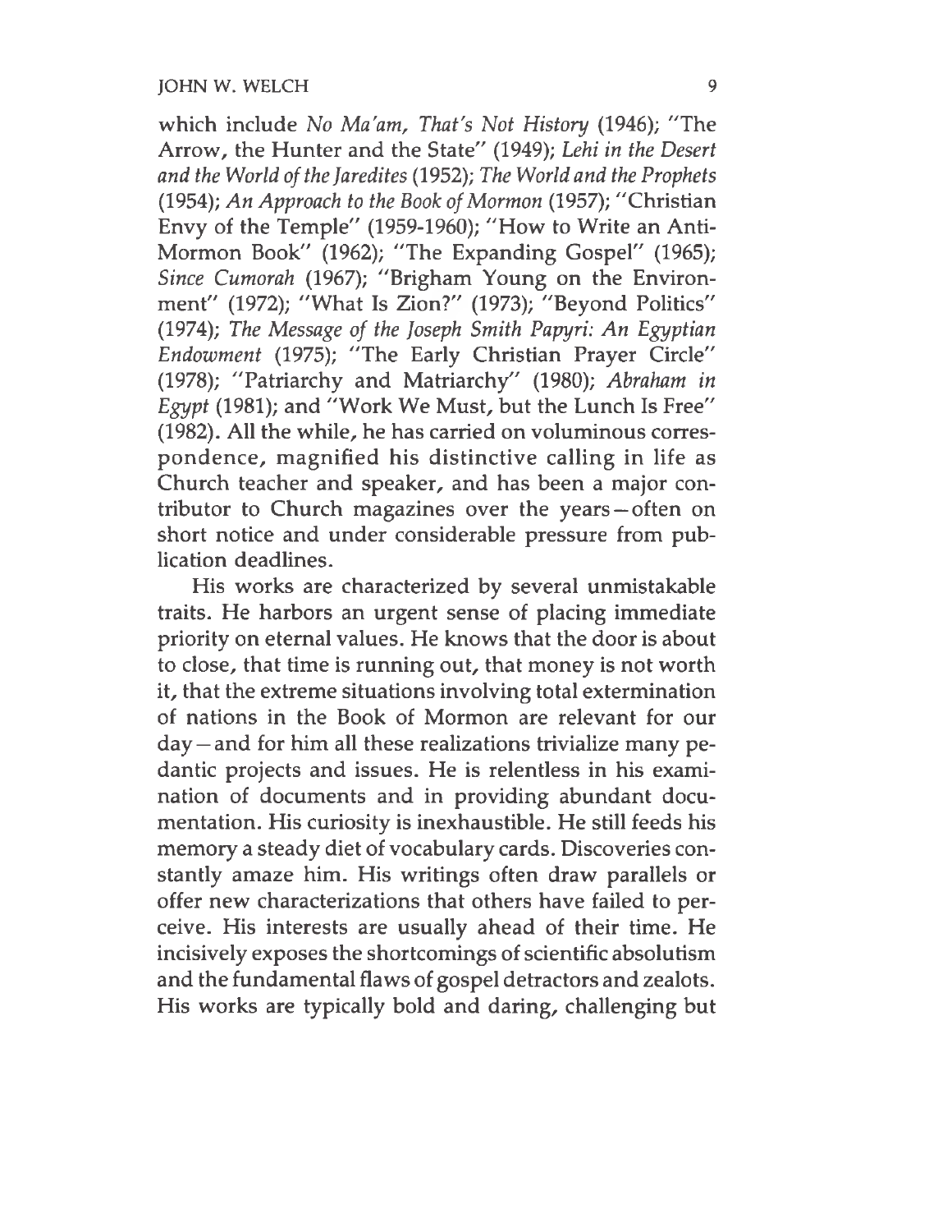which include *No Ma'am, That's Not History* (1946); "The Arrow, the Hunter and the State" (1949); *Lehi in the Desert and the World of the Jaredites* (1952); *The World and the Prophets* (1954); *An Approach to the Book of Mormon* (1957); "Christian Envy of the Temple" (1959-1960); "How to Write an Anti-Mormon Book" (1962); "The Expanding Gospel" (1965); *Since Cumorah* (1967); "Brigham Young on the Environment" (1972); "What Is Zion?" (1973); "Beyond Politics" (1974); *The Message of the Joseph Smith Papyri: An Egyptian Endowment* (1975); "The Early Christian Prayer Circle" (1978); "Patriarchy and Matriarchy" (1980); *Abraham in Egypt* (1981); and "Work We Must, but the Lunch Is Free" (1982). All the while, he has carried on voluminous correspondence, magnified his distinctive calling in life as Church teacher and speaker, and has been a major contributor to Church magazines over the years—often on short notice and under considerable pressure from publication deadlines.

His works are characterized by several unmistakable traits. He harbors an urgent sense of placing immediate priority on eternal values. He knows that the door is about to close, that time is running out, that money is not worth it, that the extreme situations involving total extermination of nations in the Book of Mormon are relevant for our day—and for him all these realizations trivialize many pedantic projects and issues. He is relentless in his examination of documents and in providing abundant documentation. His curiosity is inexhaustible. He still feeds his memory a steady diet of vocabulary cards. Discoveries constantly amaze him. His writings often draw parallels or offer new characterizations that others have failed to perceive. His interests are usually ahead of their time. He incisively exposes the shortcomings of scientific absolutism and the fundamental flaws of gospel detractors and zealots. His works are typically bold and daring, challenging but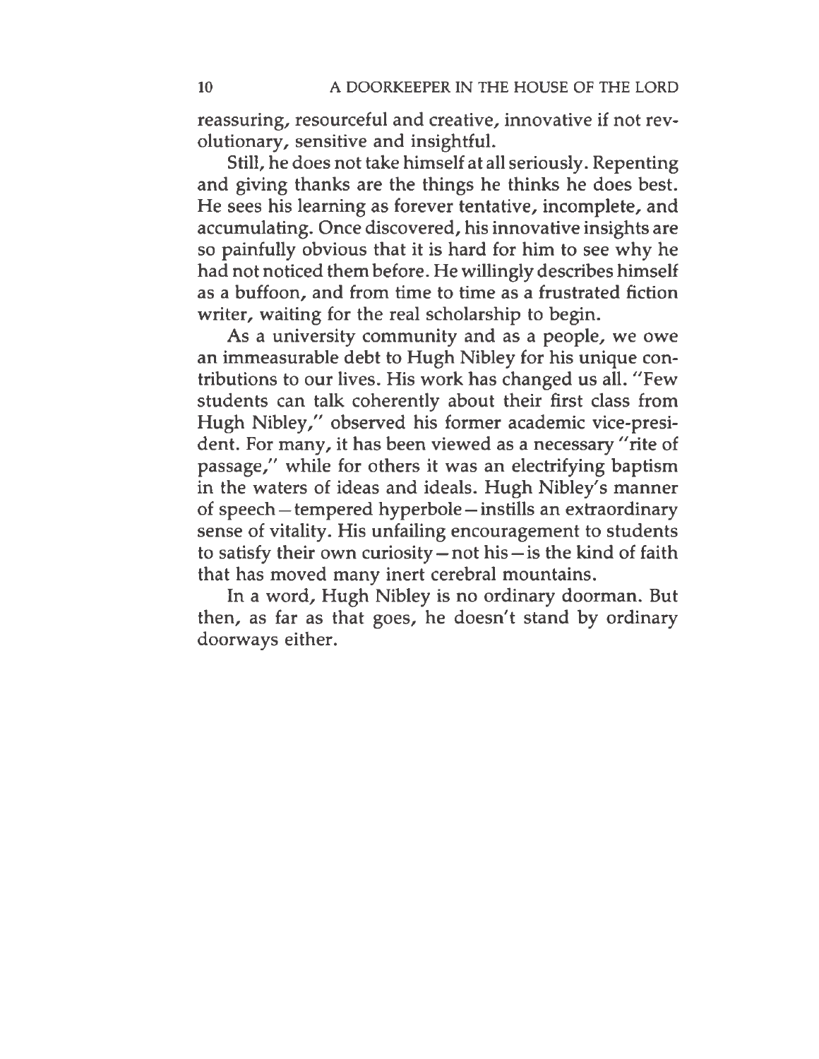reassuring, resourceful and creative, innovative if not revolutionary, sensitive and insightful.

Still, he does not take himself at all seriously. Repenting and giving thanks are the things he thinks he does best. He sees his learning as forever tentative, incomplete, and accumulating. Once discovered, his innovative insights are so painfully obvious that it is hard for him to see why he had not noticed them before. He willingly describes himself as a buffoon, and from time to time as a frustrated fiction writer, waiting for the real scholarship to begin.

As a university community and as a people, we owe an immeasurable debt to Hugh Nibley for his unique contributions to our lives. His work has changed us all. "Few students can talk coherently about their first class from Hugh Nibley," observed his former academic vice-president. For many, it has been viewed as a necessary "rite of passage," while for others it was an electrifying baptism in the waters of ideas and ideals. Hugh Nibley's manner of speech—tempered hyperbole—instills an extraordinary sense of vitality. His unfailing encouragement to students to satisfy their own curiosity—not his—is the kind of faith that has moved many inert cerebral mountains.

In a word, Hugh Nibley is no ordinary doorman. But then, as far as that goes, he doesn't stand by ordinary doorways either.